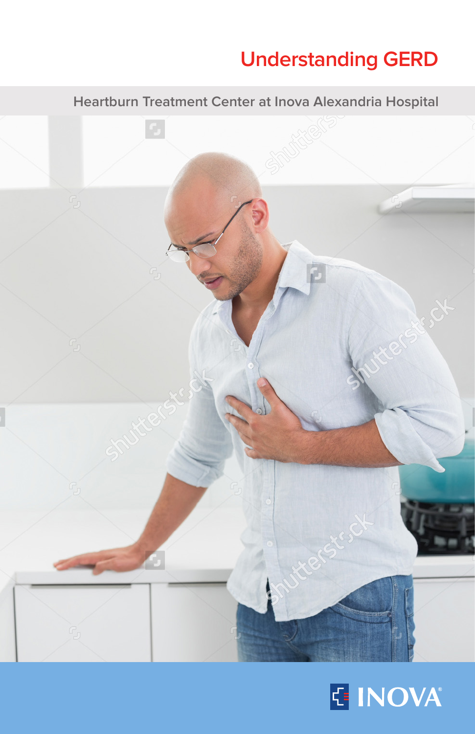# Understanding GERD

Heartburn Treatment Center at Inova Alexandria Hospital

INOVA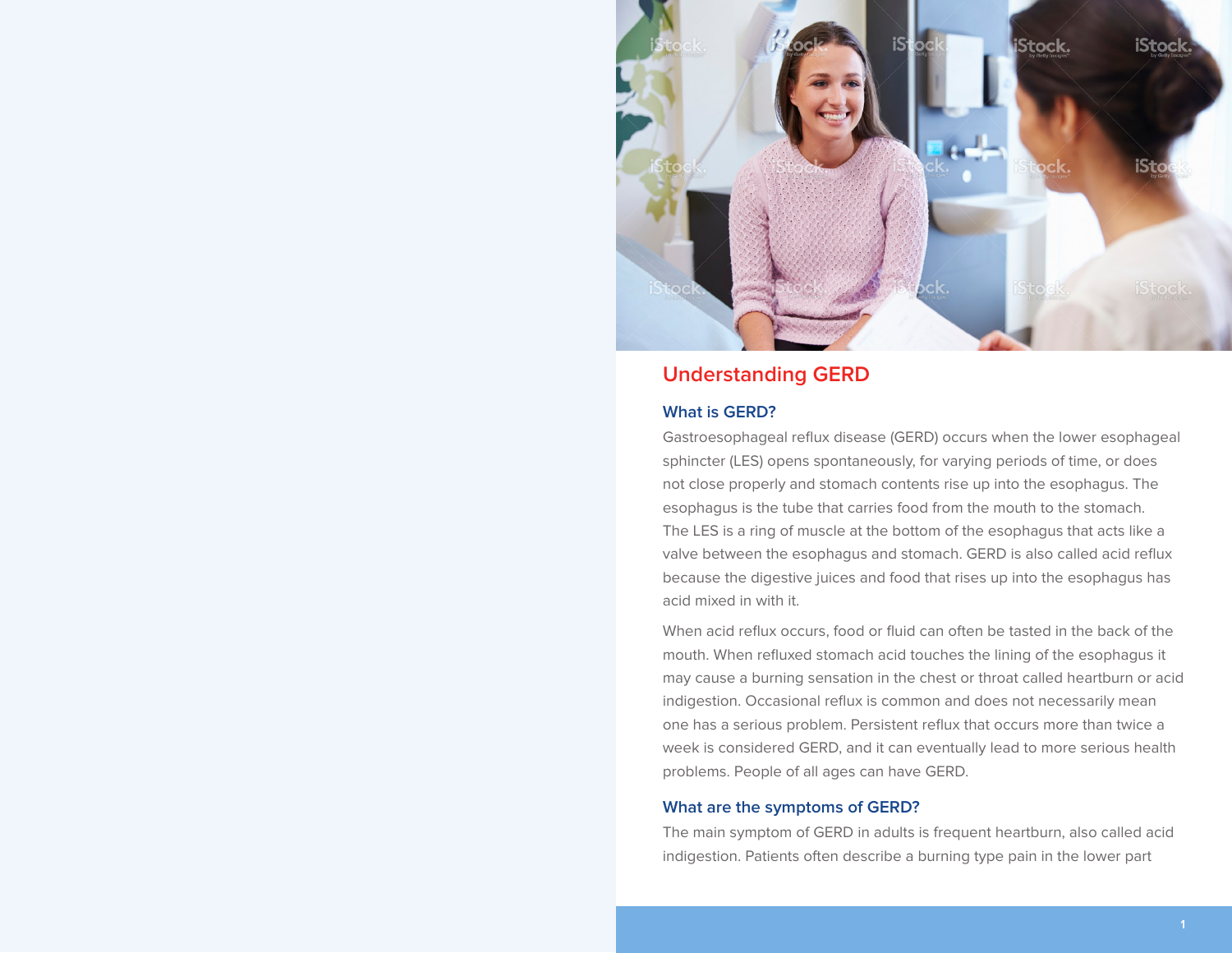# Understanding GERD

## What is GERD?

Gastroesophageal reflux disease (GERD) occurs when the lower esophageal sphincter (LES) opens spontaneously, for varying periods of time, or does not close properly and stomach contents rise up into the esophagus. The esophagus is the tube that carries food from the mouth to the stomach. The LES is a ring of muscle at the bottom of the esophagus that acts like a valve between the esophagus and stomach. GERD is also called acid reflux because the digestive juices and food that rises up into the esophagus has acid mixed in with it.

When acid reflux occurs, food or fluid can often be tasted in the back of the mouth. When refluxed stomach acid touches the lining of the esophagus it may cause a burning sensation in the chest or throat called heartburn or acid indigestion. Occasional reflux is common and does not necessarily mean one has a serious problem. Persistent reflux that occurs more than twice a week is considered GERD, and it can eventually lead to more serious health problems. People of all ages can have GERD.

## What are the symptoms of GERD?

The main symptom of GERD in adults is frequent heartburn, also called acid indigestion. Patients often describe a burning type pain in the lower part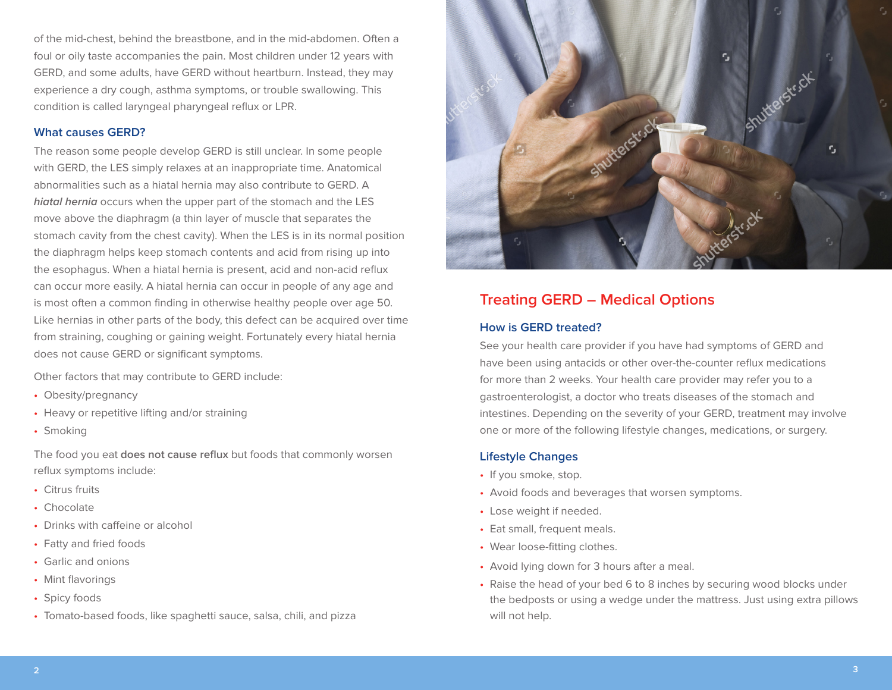of the mid-chest, behind the breastbone, and in the mid-abdomen. Often a foul or oily taste accompanies the pain. Most children under 12 years with GERD, and some adults, have GERD without heartburn. Instead, they may experience a dry cough, asthma symptoms, or trouble swallowing. This condition is called laryngeal pharyngeal reflux or LPR.

### What causes GERD?

The reason some people develop GERD is still unclear. In some people with GERD, the LES simply relaxes at an inappropriate time. Anatomical abnormalities such as a hiatal hernia may also contribute to GERD. A ***hiatal hernia*** occurs when the upper part of the stomach and the LES move above the diaphragm (a thin layer of muscle that separates the stomach cavity from the chest cavity). When the LES is in its normal position the diaphragm helps keep stomach contents and acid from rising up into the esophagus. When a hiatal hernia is present, acid and non-acid reflux can occur more easily. A hiatal hernia can occur in people of any age and is most often a common finding in otherwise healthy people over age 50. Like hernias in other parts of the body, this defect can be acquired over time from straining, coughing or gaining weight. Fortunately every hiatal hernia does not cause GERD or significant symptoms.

Other factors that may contribute to GERD include:

- Obesity/pregnancy
- Heavy or repetitive lifting and/or straining
- Smoking

The food you eat **does not cause reflux** but foods that commonly worsen reflux symptoms include:

- Citrus fruits
- Chocolate
- Drinks with caffeine or alcohol
- Fatty and fried foods
- Garlic and onions
- Mint flavorings
- Spicy foods
- Tomato-based foods, like spaghetti sauce, salsa, chili, and pizza

## Treating GERD – Medical Options

### How is GERD treated?

See your health care provider if you have had symptoms of GERD and have been using antacids or other over-the-counter reflux medications for more than 2 weeks. Your health care provider may refer you to a gastroenterologist, a doctor who treats diseases of the stomach and intestines. Depending on the severity of your GERD, treatment may involve one or more of the following lifestyle changes, medications, or surgery.

### Lifestyle Changes

- If you smoke, stop.
- Avoid foods and beverages that worsen symptoms.
- Lose weight if needed.
- Eat small, frequent meals.
- Wear loose-fitting clothes.
- Avoid lying down for 3 hours after a meal.
- Raise the head of your bed 6 to 8 inches by securing wood blocks under the bedposts or using a wedge under the mattress. Just using extra pillows will not help.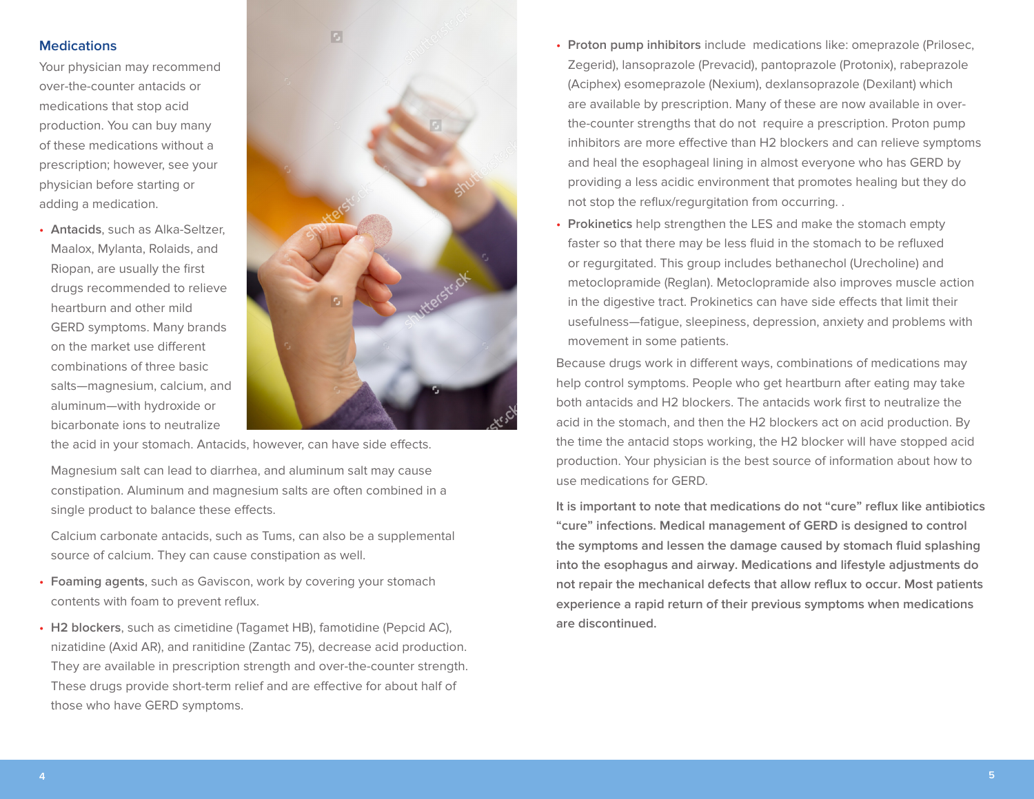## Medications

Your physician may recommend over-the-counter antacids or medications that stop acid production. You can buy many of these medications without a prescription; however, see your physician before starting or adding a medication.

- **Antacids**, such as Alka-Seltzer, Maalox, Mylanta, Rolaids, and Riopan, are usually the first drugs recommended to relieve heartburn and other mild GERD symptoms. Many brands on the market use different combinations of three basic salts—magnesium, calcium, and aluminum—with hydroxide or bicarbonate ions to neutralize the acid in your stomach. Antacids, however, can have side effects.

  Magnesium salt can lead to diarrhea, and aluminum salt may cause constipation. Aluminum and magnesium salts are often combined in a single product to balance these effects.

  Calcium carbonate antacids, such as Tums, can also be a supplemental source of calcium. They can cause constipation as well.

- **Foaming agents**, such as Gaviscon, work by covering your stomach contents with foam to prevent reflux.
- **H2 blockers**, such as cimetidine (Tagamet HB), famotidine (Pepcid AC), nizatidine (Axid AR), and ranitidine (Zantac 75), decrease acid production. They are available in prescription strength and over-the-counter strength. These drugs provide short-term relief and are effective for about half of those who have GERD symptoms.
- **Proton pump inhibitors** include medications like: omeprazole (Prilosec, Zegerid), lansoprazole (Prevacid), pantoprazole (Protonix), rabeprazole (Aciphex) esomeprazole (Nexium), dexlansoprazole (Dexilant) which are available by prescription. Many of these are now available in over-the-counter strengths that do not require a prescription. Proton pump inhibitors are more effective than H2 blockers and can relieve symptoms and heal the esophageal lining in almost everyone who has GERD by providing a less acidic environment that promotes healing but they do not stop the reflux/regurgitation from occurring. .
- **Prokinetics** help strengthen the LES and make the stomach empty faster so that there may be less fluid in the stomach to be refluxed or regurgitated. This group includes bethanechol (Urecholine) and metoclopramide (Reglan). Metoclopramide also improves muscle action in the digestive tract. Prokinetics can have side effects that limit their usefulness—fatigue, sleepiness, depression, anxiety and problems with movement in some patients.

Because drugs work in different ways, combinations of medications may help control symptoms. People who get heartburn after eating may take both antacids and H2 blockers. The antacids work first to neutralize the acid in the stomach, and then the H2 blockers act on acid production. By the time the antacid stops working, the H2 blocker will have stopped acid production. Your physician is the best source of information about how to use medications for GERD.

**It is important to note that medications do not "cure" reflux like antibiotics "cure" infections. Medical management of GERD is designed to control the symptoms and lessen the damage caused by stomach fluid splashing into the esophagus and airway. Medications and lifestyle adjustments do not repair the mechanical defects that allow reflux to occur. Most patients experience a rapid return of their previous symptoms when medications are discontinued.**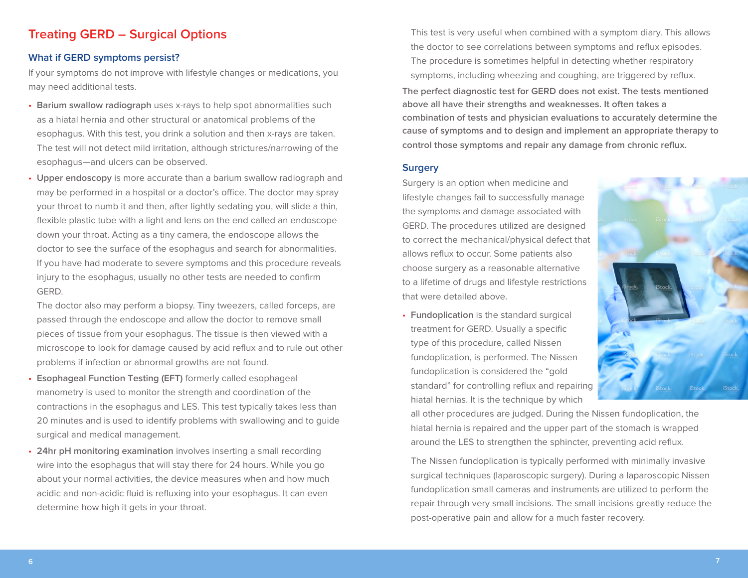## Treating GERD – Surgical Options

### What if GERD symptoms persist?

If your symptoms do not improve with lifestyle changes or medications, you may need additional tests.

- **Barium swallow radiograph** uses x-rays to help spot abnormalities such as a hiatal hernia and other structural or anatomical problems of the esophagus. With this test, you drink a solution and then x-rays are taken. The test will not detect mild irritation, although strictures/narrowing of the esophagus—and ulcers can be observed.
- **Upper endoscopy** is more accurate than a barium swallow radiograph and may be performed in a hospital or a doctor's office. The doctor may spray your throat to numb it and then, after lightly sedating you, will slide a thin, flexible plastic tube with a light and lens on the end called an endoscope down your throat. Acting as a tiny camera, the endoscope allows the doctor to see the surface of the esophagus and search for abnormalities. If you have had moderate to severe symptoms and this procedure reveals injury to the esophagus, usually no other tests are needed to confirm GERD.

  The doctor also may perform a biopsy. Tiny tweezers, called forceps, are passed through the endoscope and allow the doctor to remove small pieces of tissue from your esophagus. The tissue is then viewed with a microscope to look for damage caused by acid reflux and to rule out other problems if infection or abnormal growths are not found.
- **Esophageal Function Testing (EFT)** formerly called esophageal manometry is used to monitor the strength and coordination of the contractions in the esophagus and LES. This test typically takes less than 20 minutes and is used to identify problems with swallowing and to guide surgical and medical management.
- **24hr pH monitoring examination** involves inserting a small recording wire into the esophagus that will stay there for 24 hours. While you go about your normal activities, the device measures when and how much acidic and non-acidic fluid is refluxing into your esophagus. It can even determine how high it gets in your throat.

  This test is very useful when combined with a symptom diary. This allows the doctor to see correlations between symptoms and reflux episodes. The procedure is sometimes helpful in detecting whether respiratory symptoms, including wheezing and coughing, are triggered by reflux.

**The perfect diagnostic test for GERD does not exist. The tests mentioned above all have their strengths and weaknesses. It often takes a combination of tests and physician evaluations to accurately determine the cause of symptoms and to design and implement an appropriate therapy to control those symptoms and repair any damage from chronic reflux.**

### Surgery

Surgery is an option when medicine and lifestyle changes fail to successfully manage the symptoms and damage associated with GERD. The procedures utilized are designed to correct the mechanical/physical defect that allows reflux to occur. Some patients also choose surgery as a reasonable alternative to a lifetime of drugs and lifestyle restrictions that were detailed above.

- **Fundoplication** is the standard surgical treatment for GERD. Usually a specific type of this procedure, called Nissen fundoplication, is performed. The Nissen fundoplication is considered the "gold standard" for controlling reflux and repairing hiatal hernias. It is the technique by which all other procedures are judged. During the Nissen fundoplication, the hiatal hernia is repaired and the upper part of the stomach is wrapped around the LES to strengthen the sphincter, preventing acid reflux.

  The Nissen fundoplication is typically performed with minimally invasive surgical techniques (laparoscopic surgery). During a laparoscopic Nissen fundoplication small cameras and instruments are utilized to perform the repair through very small incisions. The small incisions greatly reduce the post-operative pain and allow for a much faster recovery.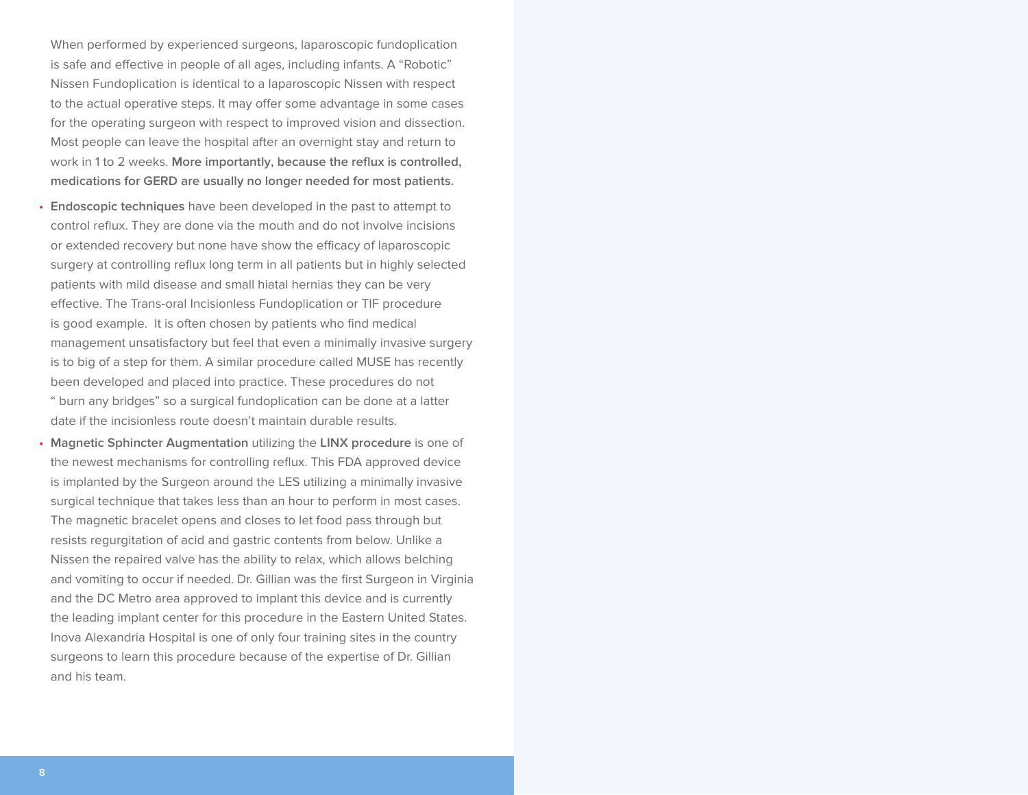When performed by experienced surgeons, laparoscopic fundoplication is safe and effective in people of all ages, including infants. A "Robotic" Nissen Fundoplication is identical to a laparoscopic Nissen with respect to the actual operative steps. It may offer some advantage in some cases for the operating surgeon with respect to improved vision and dissection. Most people can leave the hospital after an overnight stay and return to work in 1 to 2 weeks. **More importantly, because the reflux is controlled, medications for GERD are usually no longer needed for most patients.**

- **Endoscopic techniques** have been developed in the past to attempt to control reflux. They are done via the mouth and do not involve incisions or extended recovery but none have show the efficacy of laparoscopic surgery at controlling reflux long term in all patients but in highly selected patients with mild disease and small hiatal hernias they can be very effective. The Trans-oral Incisionless Fundoplication or TIF procedure is good example. It is often chosen by patients who find medical management unsatisfactory but feel that even a minimally invasive surgery is to big of a step for them. A similar procedure called MUSE has recently been developed and placed into practice. These procedures do not " burn any bridges" so a surgical fundoplication can be done at a latter date if the incisionless route doesn't maintain durable results.
- **Magnetic Sphincter Augmentation** utilizing the **LINX procedure** is one of the newest mechanisms for controlling reflux. This FDA approved device is implanted by the Surgeon around the LES utilizing a minimally invasive surgical technique that takes less than an hour to perform in most cases. The magnetic bracelet opens and closes to let food pass through but resists regurgitation of acid and gastric contents from below. Unlike a Nissen the repaired valve has the ability to relax, which allows belching and vomiting to occur if needed. Dr. Gillian was the first Surgeon in Virginia and the DC Metro area approved to implant this device and is currently the leading implant center for this procedure in the Eastern United States. Inova Alexandria Hospital is one of only four training sites in the country surgeons to learn this procedure because of the expertise of Dr. Gillian and his team.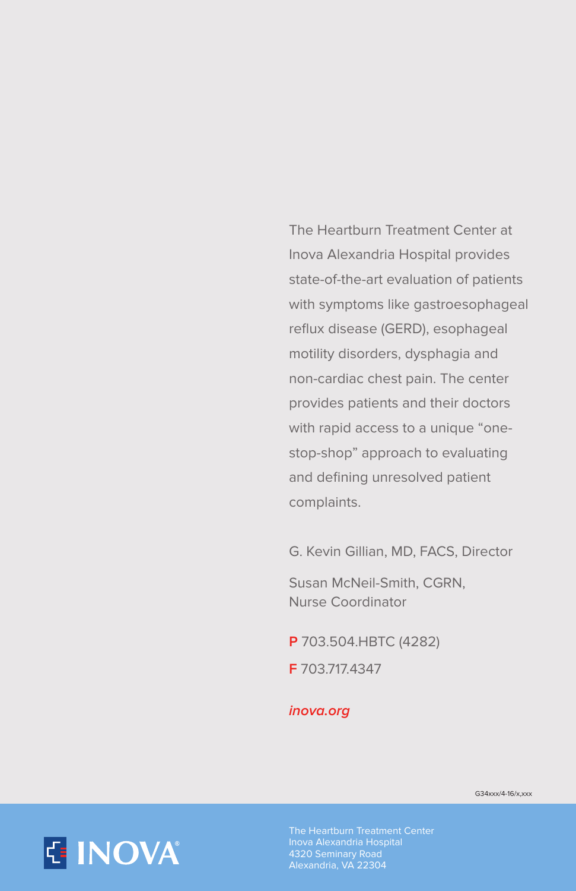The Heartburn Treatment Center at Inova Alexandria Hospital provides state-of-the-art evaluation of patients with symptoms like gastroesophageal reflux disease (GERD), esophageal motility disorders, dysphagia and non-cardiac chest pain. The center provides patients and their doctors with rapid access to a unique "one-stop-shop" approach to evaluating and defining unresolved patient complaints.

G. Kevin Gillian, MD, FACS, Director

Susan McNeil-Smith, CGRN,
Nurse Coordinator

**P** 703.504.HBTC (4282)

**F** 703.717.4347

***inova.org***

G34xxx/4-16/x,xxx

INOVA®

The Heartburn Treatment Center
Inova Alexandria Hospital
4320 Seminary Road
Alexandria, VA 22304